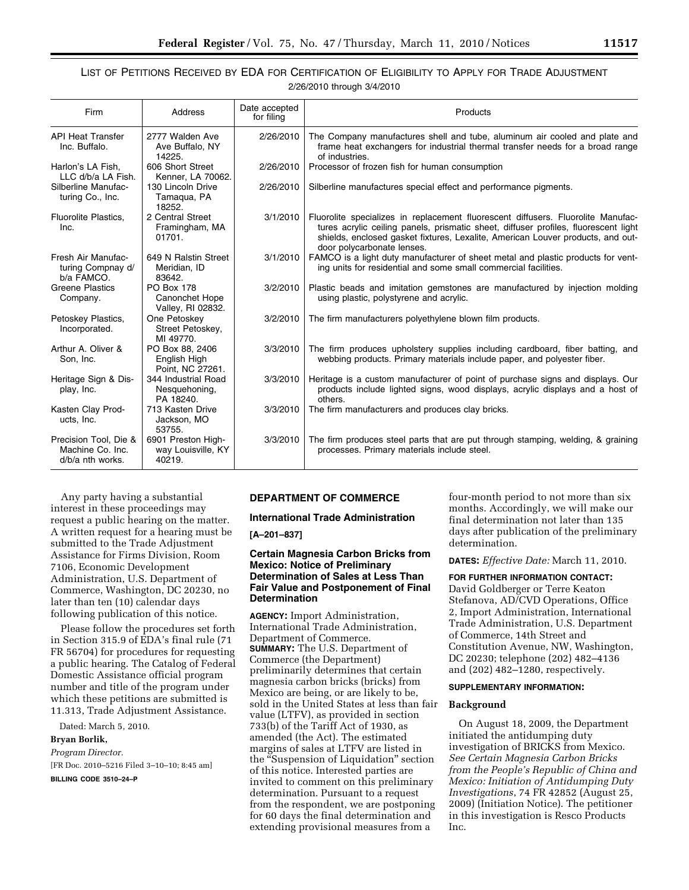LIST OF PETITIONS RECEIVED BY EDA FOR CERTIFICATION OF ELIGIBILITY TO APPLY FOR TRADE ADJUSTMENT

2/26/2010 through 3/4/2010

| Firm | Address | Date accepted for filing | Products |
| --- | --- | --- | --- |
| API Heat Transfer Inc. Buffalo. | 2777 Walden Ave Ave Buffalo, NY 14225. | 2/26/2010 | The Company manufactures shell and tube, aluminum air cooled and plate and frame heat exchangers for industrial thermal transfer needs for a broad range of industries. |
| Harlon's LA Fish, LLC d/b/a LA Fish. | 606 Short Street Kenner, LA 70062. | 2/26/2010 | Processor of frozen fish for human consumption |
| Silberline Manufacturing Co., Inc. | 130 Lincoln Drive Tamaqua, PA 18252. | 2/26/2010 | Silberline manufactures special effect and performance pigments. |
| Fluorolite Plastics, Inc. | 2 Central Street Framingham, MA 01701. | 3/1/2010 | Fluorolite specializes in replacement fluorescent diffusers. Fluorolite Manufactures acrylic ceiling panels, prismatic sheet, diffuser profiles, fluorescent light shields, enclosed gasket fixtures, Lexalite, American Louver products, and outdoor polycarbonate lenses. |
| Fresh Air Manufacturing Compnay d/b/a FAMCO. | 649 N Ralstin Street Meridian, ID 83642. | 3/1/2010 | FAMCO is a light duty manufacturer of sheet metal and plastic products for venting units for residential and some small commercial facilities. |
| Greene Plastics Company. | PO Box 178 Canonchet Hope Valley, RI 02832. | 3/2/2010 | Plastic beads and imitation gemstones are manufactured by injection molding using plastic, polystyrene and acrylic. |
| Petoskey Plastics, Incorporated. | One Petoskey Street Petoskey, MI 49770. | 3/2/2010 | The firm manufacturers polyethylene blown film products. |
| Arthur A. Oliver & Son, Inc. | PO Box 88, 2406 English High Point, NC 27261. | 3/3/2010 | The firm produces upholstery supplies including cardboard, fiber batting, and webbing products. Primary materials include paper, and polyester fiber. |
| Heritage Sign & Display, Inc. | 344 Industrial Road Nesquehoning, PA 18240. | 3/3/2010 | Heritage is a custom manufacturer of point of purchase signs and displays. Our products include lighted signs, wood displays, acrylic displays and a host of others. |
| Kasten Clay Products, Inc. | 713 Kasten Drive Jackson, MO 53755. | 3/3/2010 | The firm manufacturers and produces clay bricks. |
| Precision Tool, Die & Machine Co. Inc. d/b/a nth works. | 6901 Preston Highway Louisville, KY 40219. | 3/3/2010 | The firm produces steel parts that are put through stamping, welding, & graining processes. Primary materials include steel. |

Any party having a substantial interest in these proceedings may request a public hearing on the matter. A written request for a hearing must be submitted to the Trade Adjustment Assistance for Firms Division, Room 7106, Economic Development Administration, U.S. Department of Commerce, Washington, DC 20230, no later than ten (10) calendar days following publication of this notice.

Please follow the procedures set forth in Section 315.9 of EDA's final rule (71 FR 56704) for procedures for requesting a public hearing. The Catalog of Federal Domestic Assistance official program number and title of the program under which these petitions are submitted is 11.313, Trade Adjustment Assistance.

Dated: March 5, 2010.

**Bryan Borlik,**

*Program Director.*

[FR Doc. 2010–5216 Filed 3–10–10; 8:45 am]

**BILLING CODE 3510–24–P**

## DEPARTMENT OF COMMERCE

### International Trade Administration

**[A–201–837]**

### Certain Magnesia Carbon Bricks from Mexico: Notice of Preliminary Determination of Sales at Less Than Fair Value and Postponement of Final Determination

**AGENCY:** Import Administration, International Trade Administration, Department of Commerce.

**SUMMARY:** The U.S. Department of Commerce (the Department) preliminarily determines that certain magnesia carbon bricks (bricks) from Mexico are being, or are likely to be, sold in the United States at less than fair value (LTFV), as provided in section 733(b) of the Tariff Act of 1930, as amended (the Act). The estimated margins of sales at LTFV are listed in the "Suspension of Liquidation" section of this notice. Interested parties are invited to comment on this preliminary determination. Pursuant to a request from the respondent, we are postponing for 60 days the final determination and extending provisional measures from a four-month period to not more than six months. Accordingly, we will make our final determination not later than 135 days after publication of the preliminary determination.

**DATES:** *Effective Date:* March 11, 2010.

**FOR FURTHER INFORMATION CONTACT:** David Goldberger or Terre Keaton Stefanova, AD/CVD Operations, Office 2, Import Administration, International Trade Administration, U.S. Department of Commerce, 14th Street and Constitution Avenue, NW, Washington, DC 20230; telephone (202) 482–4136 and (202) 482–1280, respectively.

**SUPPLEMENTARY INFORMATION:**

#### Background

On August 18, 2009, the Department initiated the antidumping duty investigation of BRICKS from Mexico. *See Certain Magnesia Carbon Bricks from the People's Republic of China and Mexico: Initiation of Antidumping Duty Investigations*, 74 FR 42852 (August 25, 2009) (Initiation Notice). The petitioner in this investigation is Resco Products Inc.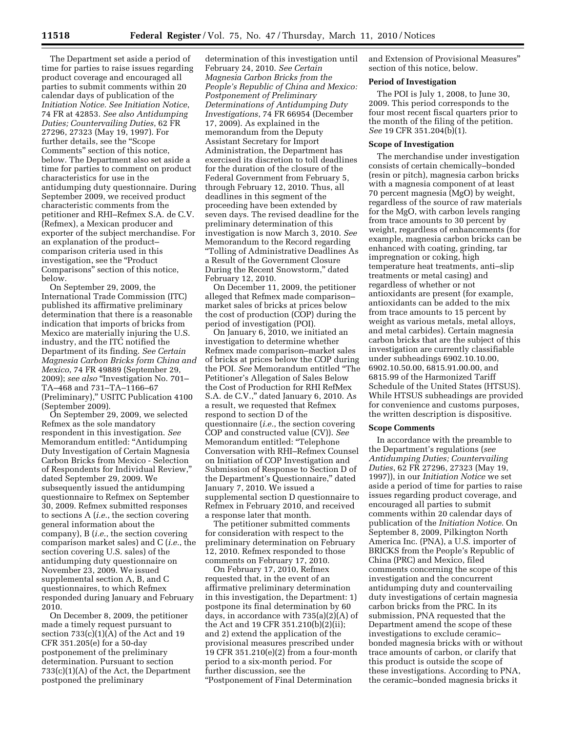The Department set aside a period of time for parties to raise issues regarding product coverage and encouraged all parties to submit comments within 20 calendar days of publication of the *Initiation Notice. See Initiation Notice*, 74 FR at 42853. *See also Antidumping Duties; Countervailing Duties*, 62 FR 27296, 27323 (May 19, 1997). For further details, see the "Scope Comments" section of this notice, below. The Department also set aside a time for parties to comment on product characteristics for use in the antidumping duty questionnaire. During September 2009, we received product characteristic comments from the petitioner and RHI–Refmex S.A. de C.V. (Refmex), a Mexican producer and exporter of the subject merchandise. For an explanation of the product–comparison criteria used in this investigation, see the "Product Comparisons" section of this notice, below.

On September 29, 2009, the International Trade Commission (ITC) published its affirmative preliminary determination that there is a reasonable indication that imports of bricks from Mexico are materially injuring the U.S. industry, and the ITC notified the Department of its finding. *See Certain Magnesia Carbon Bricks form China and Mexico*, 74 FR 49889 (September 29, 2009); *see also* "Investigation No. 701–TA–468 and 731–TA–1166–67 (Preliminary)," USITC Publication 4100 (September 2009).

On September 29, 2009, we selected Refmex as the sole mandatory respondent in this investigation. *See* Memorandum entitled: "Antidumping Duty Investigation of Certain Magnesia Carbon Bricks from Mexico - Selection of Respondents for Individual Review," dated September 29, 2009. We subsequently issued the antidumping questionnaire to Refmex on September 30, 2009. Refmex submitted responses to sections A (*i.e.*, the section covering general information about the company), B (*i.e.*, the section covering comparison market sales) and C (*i.e.*, the section covering U.S. sales) of the antidumping duty questionnaire on November 23, 2009. We issued supplemental section A, B, and C questionnaires, to which Refmex responded during January and February 2010.

On December 8, 2009, the petitioner made a timely request pursuant to section 733(c)(1)(A) of the Act and 19 CFR 351.205(e) for a 50-day postponement of the preliminary determination. Pursuant to section 733(c)(1)(A) of the Act, the Department postponed the preliminary determination of this investigation until February 24, 2010. *See Certain Magnesia Carbon Bricks from the People's Republic of China and Mexico: Postponement of Preliminary Determinations of Antidumping Duty Investigations*, 74 FR 66954 (December 17, 2009). As explained in the memorandum from the Deputy Assistant Secretary for Import Administration, the Department has exercised its discretion to toll deadlines for the duration of the closure of the Federal Government from February 5, through February 12, 2010. Thus, all deadlines in this segment of the proceeding have been extended by seven days. The revised deadline for the preliminary determination of this investigation is now March 3, 2010. *See* Memorandum to the Record regarding "Tolling of Administrative Deadlines As a Result of the Government Closure During the Recent Snowstorm," dated February 12, 2010.

On December 11, 2009, the petitioner alleged that Refmex made comparison–market sales of bricks at prices below the cost of production (COP) during the period of investigation (POI).

On January 6, 2010, we initiated an investigation to determine whether Refmex made comparison–market sales of bricks at prices below the COP during the POI. *See* Memorandum entitled "The Petitioner's Allegation of Sales Below the Cost of Production for RHI RefMex S.A. de C.V.," dated January 6, 2010. As a result, we requested that Refmex respond to section D of the questionnaire (*i.e.*, the section covering COP and constructed value (CV)). *See* Memorandum entitled: "Telephone Conversation with RHI–Refmex Counsel on Initiation of COP Investigation and Submission of Response to Section D of the Department's Questionnaire," dated January 7, 2010. We issued a supplemental section D questionnaire to Refmex in February 2010, and received a response later that month.

The petitioner submitted comments for consideration with respect to the preliminary determination on February 12, 2010. Refmex responded to those comments on February 17, 2010.

On February 17, 2010, Refmex requested that, in the event of an affirmative preliminary determination in this investigation, the Department: 1) postpone its final determination by 60 days, in accordance with 735(a)(2)(A) of the Act and 19 CFR 351.210(b)(2)(ii); and 2) extend the application of the provisional measures prescribed under 19 CFR 351.210(e)(2) from a four-month period to a six-month period. For further discussion, see the "Postponement of Final Determination and Extension of Provisional Measures" section of this notice, below.

**Period of Investigation**

The POI is July 1, 2008, to June 30, 2009. This period corresponds to the four most recent fiscal quarters prior to the month of the filing of the petition. *See* 19 CFR 351.204(b)(1).

**Scope of Investigation**

The merchandise under investigation consists of certain chemically–bonded (resin or pitch), magnesia carbon bricks with a magnesia component of at least 70 percent magnesia (MgO) by weight, regardless of the source of raw materials for the MgO, with carbon levels ranging from trace amounts to 30 percent by weight, regardless of enhancements (for example, magnesia carbon bricks can be enhanced with coating, grinding, tar impregnation or coking, high temperature heat treatments, anti–slip treatments or metal casing) and regardless of whether or not antioxidants are present (for example, antioxidants can be added to the mix from trace amounts to 15 percent by weight as various metals, metal alloys, and metal carbides). Certain magnesia carbon bricks that are the subject of this investigation are currently classifiable under subheadings 6902.10.10.00, 6902.10.50.00, 6815.91.00.00, and 6815.99 of the Harmonized Tariff Schedule of the United States (HTSUS). While HTSUS subheadings are provided for convenience and customs purposes, the written description is dispositive.

**Scope Comments**

In accordance with the preamble to the Department's regulations (*see Antidumping Duties; Countervailing Duties*, 62 FR 27296, 27323 (May 19, 1997)), in our *Initiation Notice* we set aside a period of time for parties to raise issues regarding product coverage, and encouraged all parties to submit comments within 20 calendar days of publication of the *Initiation Notice*. On September 8, 2009, Pilkington North America Inc. (PNA), a U.S. importer of BRICKS from the People's Republic of China (PRC) and Mexico, filed comments concerning the scope of this investigation and the concurrent antidumping duty and countervailing duty investigations of certain magnesia carbon bricks from the PRC. In its submission, PNA requested that the Department amend the scope of these investigations to exclude ceramic–bonded magnesia bricks with or without trace amounts of carbon, or clarify that this product is outside the scope of these investigations. According to PNA, the ceramic–bonded magnesia bricks it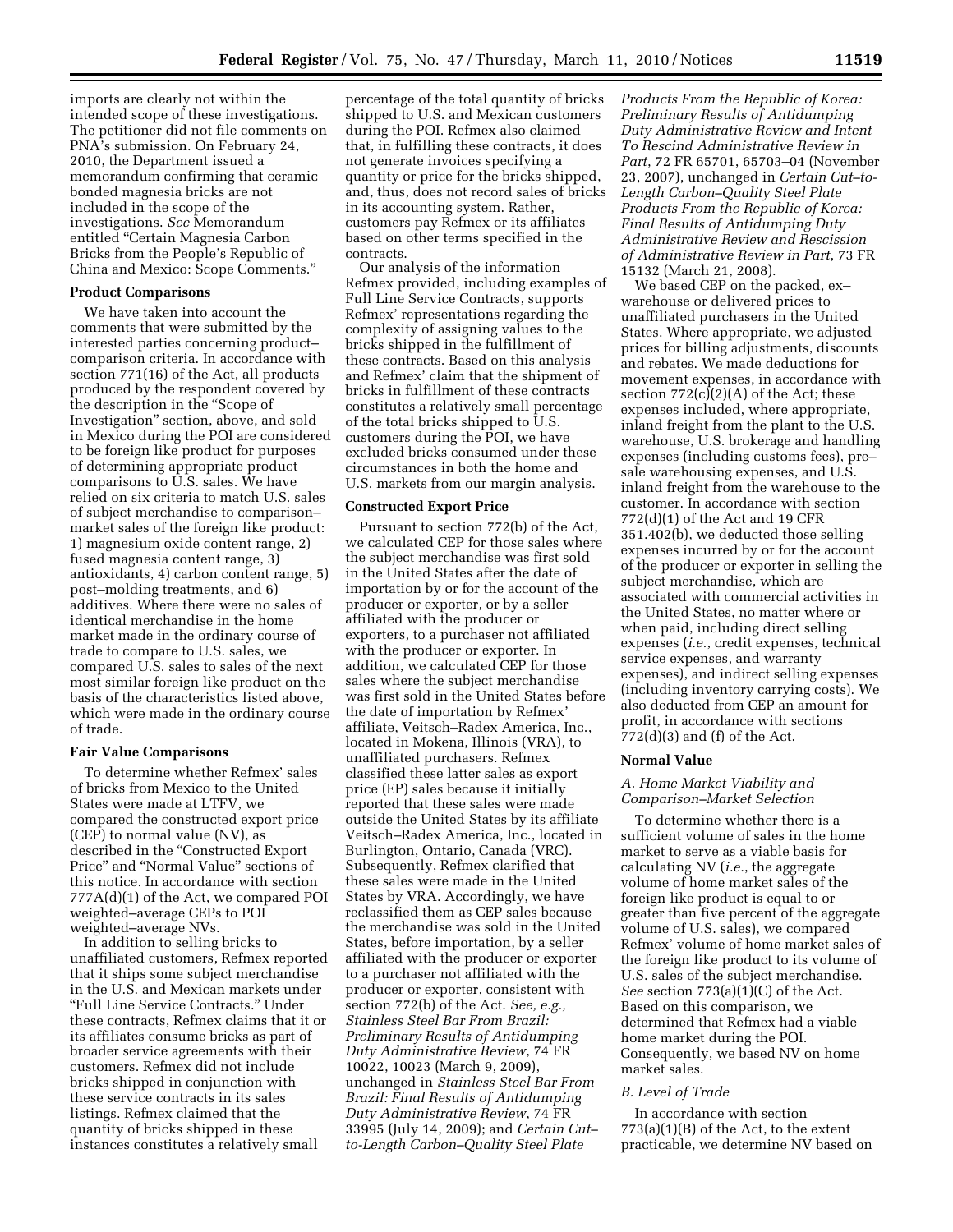imports are clearly not within the intended scope of these investigations. The petitioner did not file comments on PNA's submission. On February 24, 2010, the Department issued a memorandum confirming that ceramic bonded magnesia bricks are not included in the scope of the investigations. *See* Memorandum entitled "Certain Magnesia Carbon Bricks from the People's Republic of China and Mexico: Scope Comments."

**Product Comparisons**

We have taken into account the comments that were submitted by the interested parties concerning product–comparison criteria. In accordance with section 771(16) of the Act, all products produced by the respondent covered by the description in the "Scope of Investigation" section, above, and sold in Mexico during the POI are considered to be foreign like product for purposes of determining appropriate product comparisons to U.S. sales. We have relied on six criteria to match U.S. sales of subject merchandise to comparison–market sales of the foreign like product: 1) magnesium oxide content range, 2) fused magnesia content range, 3) antioxidants, 4) carbon content range, 5) post–molding treatments, and 6) additives. Where there were no sales of identical merchandise in the home market made in the ordinary course of trade to compare to U.S. sales, we compared U.S. sales to sales of the next most similar foreign like product on the basis of the characteristics listed above, which were made in the ordinary course of trade.

**Fair Value Comparisons**

To determine whether Refmex' sales of bricks from Mexico to the United States were made at LTFV, we compared the constructed export price (CEP) to normal value (NV), as described in the "Constructed Export Price" and "Normal Value" sections of this notice. In accordance with section 777A(d)(1) of the Act, we compared POI weighted–average CEPs to POI weighted–average NVs.

In addition to selling bricks to unaffiliated customers, Refmex reported that it ships some subject merchandise in the U.S. and Mexican markets under "Full Line Service Contracts." Under these contracts, Refmex claims that it or its affiliates consume bricks as part of broader service agreements with their customers. Refmex did not include bricks shipped in conjunction with these service contracts in its sales listings. Refmex claimed that the quantity of bricks shipped in these instances constitutes a relatively small percentage of the total quantity of bricks shipped to U.S. and Mexican customers during the POI. Refmex also claimed that, in fulfilling these contracts, it does not generate invoices specifying a quantity or price for the bricks shipped, and, thus, does not record sales of bricks in its accounting system. Rather, customers pay Refmex or its affiliates based on other terms specified in the contracts.

Our analysis of the information Refmex provided, including examples of Full Line Service Contracts, supports Refmex' representations regarding the complexity of assigning values to the bricks shipped in the fulfillment of these contracts. Based on this analysis and Refmex' claim that the shipment of bricks in fulfillment of these contracts constitutes a relatively small percentage of the total bricks shipped to U.S. customers during the POI, we have excluded bricks consumed under these circumstances in both the home and U.S. markets from our margin analysis.

**Constructed Export Price**

Pursuant to section 772(b) of the Act, we calculated CEP for those sales where the subject merchandise was first sold in the United States after the date of importation by or for the account of the producer or exporter, or by a seller affiliated with the producer or exporters, to a purchaser not affiliated with the producer or exporter. In addition, we calculated CEP for those sales where the subject merchandise was first sold in the United States before the date of importation by Refmex' affiliate, Veitsch–Radex America, Inc., located in Mokena, Illinois (VRA), to unaffiliated purchasers. Refmex classified these latter sales as export price (EP) sales because it initially reported that these sales were made outside the United States by its affiliate Veitsch–Radex America, Inc., located in Burlington, Ontario, Canada (VRC). Subsequently, Refmex clarified that these sales were made in the United States by VRA. Accordingly, we have reclassified them as CEP sales because the merchandise was sold in the United States, before importation, by a seller affiliated with the producer or exporter to a purchaser not affiliated with the producer or exporter, consistent with section 772(b) of the Act. *See, e.g., Stainless Steel Bar From Brazil: Preliminary Results of Antidumping Duty Administrative Review*, 74 FR 10022, 10023 (March 9, 2009), unchanged in *Stainless Steel Bar From Brazil: Final Results of Antidumping Duty Administrative Review*, 74 FR 33995 (July 14, 2009); and *Certain Cut–to-Length Carbon–Quality Steel Plate Products From the Republic of Korea: Preliminary Results of Antidumping Duty Administrative Review and Intent To Rescind Administrative Review in Part*, 72 FR 65701, 65703–04 (November 23, 2007), unchanged in *Certain Cut–to-Length Carbon–Quality Steel Plate Products From the Republic of Korea: Final Results of Antidumping Duty Administrative Review and Rescission of Administrative Review in Part*, 73 FR 15132 (March 21, 2008).

We based CEP on the packed, ex–warehouse or delivered prices to unaffiliated purchasers in the United States. Where appropriate, we adjusted prices for billing adjustments, discounts and rebates. We made deductions for movement expenses, in accordance with section 772(c)(2)(A) of the Act; these expenses included, where appropriate, inland freight from the plant to the U.S. warehouse, U.S. brokerage and handling expenses (including customs fees), pre–sale warehousing expenses, and U.S. inland freight from the warehouse to the customer. In accordance with section 772(d)(1) of the Act and 19 CFR 351.402(b), we deducted those selling expenses incurred by or for the account of the producer or exporter in selling the subject merchandise, which are associated with commercial activities in the United States, no matter where or when paid, including direct selling expenses (*i.e.*, credit expenses, technical service expenses, and warranty expenses), and indirect selling expenses (including inventory carrying costs). We also deducted from CEP an amount for profit, in accordance with sections 772(d)(3) and (f) of the Act.

**Normal Value**

*A. Home Market Viability and Comparison–Market Selection*

To determine whether there is a sufficient volume of sales in the home market to serve as a viable basis for calculating NV (*i.e.*, the aggregate volume of home market sales of the foreign like product is equal to or greater than five percent of the aggregate volume of U.S. sales), we compared Refmex' volume of home market sales of the foreign like product to its volume of U.S. sales of the subject merchandise. *See* section 773(a)(1)(C) of the Act. Based on this comparison, we determined that Refmex had a viable home market during the POI. Consequently, we based NV on home market sales.

*B. Level of Trade*

In accordance with section 773(a)(1)(B) of the Act, to the extent practicable, we determine NV based on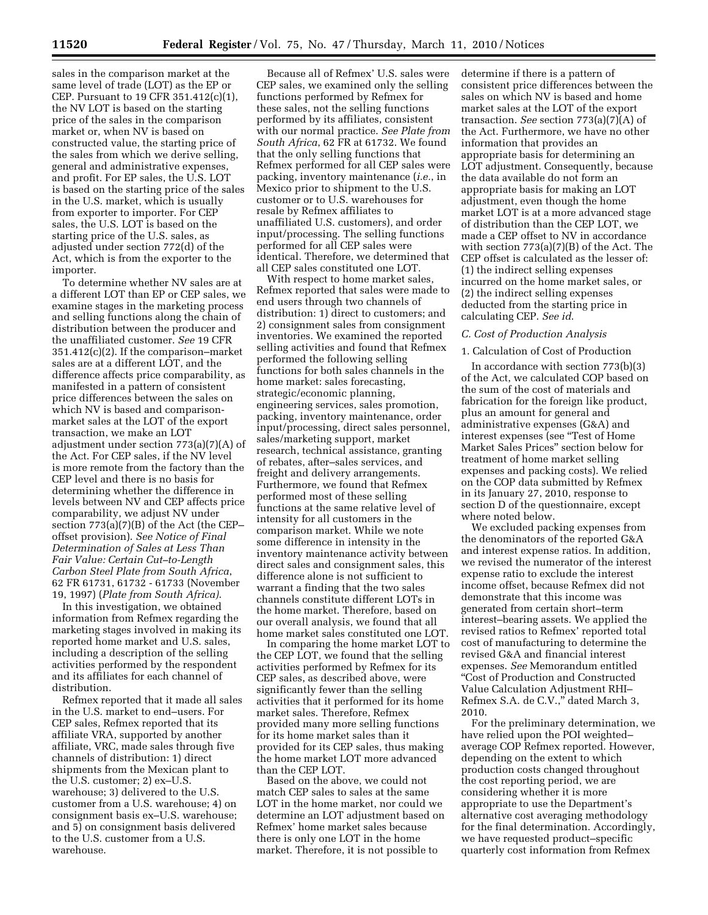sales in the comparison market at the same level of trade (LOT) as the EP or CEP. Pursuant to 19 CFR 351.412(c)(1), the NV LOT is based on the starting price of the sales in the comparison market or, when NV is based on constructed value, the starting price of the sales from which we derive selling, general and administrative expenses, and profit. For EP sales, the U.S. LOT is based on the starting price of the sales in the U.S. market, which is usually from exporter to importer. For CEP sales, the U.S. LOT is based on the starting price of the U.S. sales, as adjusted under section 772(d) of the Act, which is from the exporter to the importer.

To determine whether NV sales are at a different LOT than EP or CEP sales, we examine stages in the marketing process and selling functions along the chain of distribution between the producer and the unaffiliated customer. *See* 19 CFR 351.412(c)(2). If the comparison–market sales are at a different LOT, and the difference affects price comparability, as manifested in a pattern of consistent price differences between the sales on which NV is based and comparison-market sales at the LOT of the export transaction, we make an LOT adjustment under section 773(a)(7)(A) of the Act. For CEP sales, if the NV level is more remote from the factory than the CEP level and there is no basis for determining whether the difference in levels between NV and CEP affects price comparability, we adjust NV under section 773(a)(7)(B) of the Act (the CEP–offset provision). *See Notice of Final Determination of Sales at Less Than Fair Value: Certain Cut–to-Length Carbon Steel Plate from South Africa*, 62 FR 61731, 61732 - 61733 (November 19, 1997) (*Plate from South Africa)*.

In this investigation, we obtained information from Refmex regarding the marketing stages involved in making its reported home market and U.S. sales, including a description of the selling activities performed by the respondent and its affiliates for each channel of distribution.

Refmex reported that it made all sales in the U.S. market to end–users. For CEP sales, Refmex reported that its affiliate VRA, supported by another affiliate, VRC, made sales through five channels of distribution: 1) direct shipments from the Mexican plant to the U.S. customer; 2) ex–U.S. warehouse; 3) delivered to the U.S. customer from a U.S. warehouse; 4) on consignment basis ex–U.S. warehouse; and 5) on consignment basis delivered to the U.S. customer from a U.S. warehouse.

Because all of Refmex' U.S. sales were CEP sales, we examined only the selling functions performed by Refmex for these sales, not the selling functions performed by its affiliates, consistent with our normal practice. *See Plate from South Africa*, 62 FR at 61732. We found that the only selling functions that Refmex performed for all CEP sales were packing, inventory maintenance (*i.e.*, in Mexico prior to shipment to the U.S. customer or to U.S. warehouses for resale by Refmex affiliates to unaffiliated U.S. customers), and order input/processing. The selling functions performed for all CEP sales were identical. Therefore, we determined that all CEP sales constituted one LOT.

With respect to home market sales, Refmex reported that sales were made to end users through two channels of distribution: 1) direct to customers; and 2) consignment sales from consignment inventories. We examined the reported selling activities and found that Refmex performed the following selling functions for both sales channels in the home market: sales forecasting, strategic/economic planning, engineering services, sales promotion, packing, inventory maintenance, order input/processing, direct sales personnel, sales/marketing support, market research, technical assistance, granting of rebates, after–sales services, and freight and delivery arrangements. Furthermore, we found that Refmex performed most of these selling functions at the same relative level of intensity for all customers in the comparison market. While we note some difference in intensity in the inventory maintenance activity between direct sales and consignment sales, this difference alone is not sufficient to warrant a finding that the two sales channels constitute different LOTs in the home market. Therefore, based on our overall analysis, we found that all home market sales constituted one LOT.

In comparing the home market LOT to the CEP LOT, we found that the selling activities performed by Refmex for its CEP sales, as described above, were significantly fewer than the selling activities that it performed for its home market sales. Therefore, Refmex provided many more selling functions for its home market sales than it provided for its CEP sales, thus making the home market LOT more advanced than the CEP LOT.

Based on the above, we could not match CEP sales to sales at the same LOT in the home market, nor could we determine an LOT adjustment based on Refmex' home market sales because there is only one LOT in the home market. Therefore, it is not possible to determine if there is a pattern of consistent price differences between the sales on which NV is based and home market sales at the LOT of the export transaction. *See* section 773(a)(7)(A) of the Act. Furthermore, we have no other information that provides an appropriate basis for determining an LOT adjustment. Consequently, because the data available do not form an appropriate basis for making an LOT adjustment, even though the home market LOT is at a more advanced stage of distribution than the CEP LOT, we made a CEP offset to NV in accordance with section 773(a)(7)(B) of the Act. The CEP offset is calculated as the lesser of: (1) the indirect selling expenses incurred on the home market sales, or (2) the indirect selling expenses deducted from the starting price in calculating CEP. *See id*.

### *C. Cost of Production Analysis*

1. Calculation of Cost of Production

In accordance with section 773(b)(3) of the Act, we calculated COP based on the sum of the cost of materials and fabrication for the foreign like product, plus an amount for general and administrative expenses (G&A) and interest expenses (see "Test of Home Market Sales Prices" section below for treatment of home market selling expenses and packing costs). We relied on the COP data submitted by Refmex in its January 27, 2010, response to section D of the questionnaire, except where noted below.

We excluded packing expenses from the denominators of the reported G&A and interest expense ratios. In addition, we revised the numerator of the interest expense ratio to exclude the interest income offset, because Refmex did not demonstrate that this income was generated from certain short–term interest–bearing assets. We applied the revised ratios to Refmex' reported total cost of manufacturing to determine the revised G&A and financial interest expenses. *See* Memorandum entitled "Cost of Production and Constructed Value Calculation Adjustment RHI–Refmex S.A. de C.V.," dated March 3, 2010.

For the preliminary determination, we have relied upon the POI weighted–average COP Refmex reported. However, depending on the extent to which production costs changed throughout the cost reporting period, we are considering whether it is more appropriate to use the Department's alternative cost averaging methodology for the final determination. Accordingly, we have requested product–specific quarterly cost information from Refmex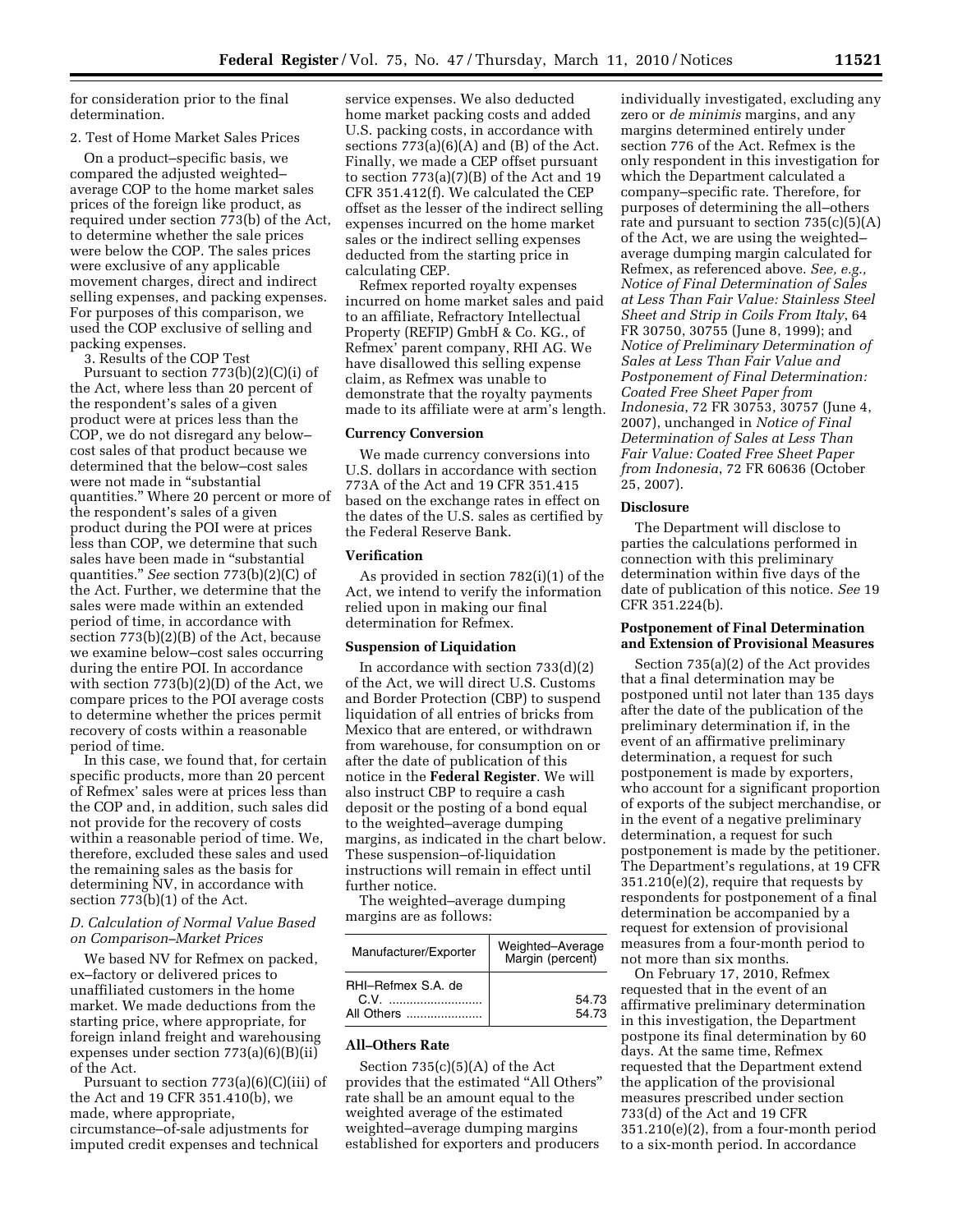for consideration prior to the final determination.

2. Test of Home Market Sales Prices

On a product–specific basis, we compared the adjusted weighted–average COP to the home market sales prices of the foreign like product, as required under section 773(b) of the Act, to determine whether the sale prices were below the COP. The sales prices were exclusive of any applicable movement charges, direct and indirect selling expenses, and packing expenses. For purposes of this comparison, we used the COP exclusive of selling and packing expenses.

3. Results of the COP Test

Pursuant to section 773(b)(2)(C)(i) of the Act, where less than 20 percent of the respondent's sales of a given product were at prices less than the COP, we do not disregard any below–cost sales of that product because we determined that the below–cost sales were not made in "substantial quantities." Where 20 percent or more of the respondent's sales of a given product during the POI were at prices less than COP, we determine that such sales have been made in "substantial quantities." *See* section 773(b)(2)(C) of the Act. Further, we determine that the sales were made within an extended period of time, in accordance with section 773(b)(2)(B) of the Act, because we examine below–cost sales occurring during the entire POI. In accordance with section 773(b)(2)(D) of the Act, we compare prices to the POI average costs to determine whether the prices permit recovery of costs within a reasonable period of time.

In this case, we found that, for certain specific products, more than 20 percent of Refmex' sales were at prices less than the COP and, in addition, such sales did not provide for the recovery of costs within a reasonable period of time. We, therefore, excluded these sales and used the remaining sales as the basis for determining NV, in accordance with section 773(b)(1) of the Act.

*D. Calculation of Normal Value Based on Comparison–Market Prices*

We based NV for Refmex on packed, ex–factory or delivered prices to unaffiliated customers in the home market. We made deductions from the starting price, where appropriate, for foreign inland freight and warehousing expenses under section 773(a)(6)(B)(ii) of the Act.

Pursuant to section 773(a)(6)(C)(iii) of the Act and 19 CFR 351.410(b), we made, where appropriate, circumstance–of-sale adjustments for imputed credit expenses and technical service expenses. We also deducted home market packing costs and added U.S. packing costs, in accordance with sections 773(a)(6)(A) and (B) of the Act. Finally, we made a CEP offset pursuant to section 773(a)(7)(B) of the Act and 19 CFR 351.412(f). We calculated the CEP offset as the lesser of the indirect selling expenses incurred on the home market sales or the indirect selling expenses deducted from the starting price in calculating CEP.

Refmex reported royalty expenses incurred on home market sales and paid to an affiliate, Refractory Intellectual Property (REFIP) GmbH & Co. KG., of Refmex' parent company, RHI AG. We have disallowed this selling expense claim, as Refmex was unable to demonstrate that the royalty payments made to its affiliate were at arm's length.

**Currency Conversion**

We made currency conversions into U.S. dollars in accordance with section 773A of the Act and 19 CFR 351.415 based on the exchange rates in effect on the dates of the U.S. sales as certified by the Federal Reserve Bank.

**Verification**

As provided in section 782(i)(1) of the Act, we intend to verify the information relied upon in making our final determination for Refmex.

**Suspension of Liquidation**

In accordance with section 733(d)(2) of the Act, we will direct U.S. Customs and Border Protection (CBP) to suspend liquidation of all entries of bricks from Mexico that are entered, or withdrawn from warehouse, for consumption on or after the date of publication of this notice in the **Federal Register**. We will also instruct CBP to require a cash deposit or the posting of a bond equal to the weighted–average dumping margins, as indicated in the chart below. These suspension–of-liquidation instructions will remain in effect until further notice.

The weighted–average dumping margins are as follows:

| Manufacturer/Exporter | Weighted–Average Margin (percent) |
|---|---|
| RHI–Refmex S.A. de C.V. | 54.73 |
| All Others | 54.73 |

**All–Others Rate**

Section 735(c)(5)(A) of the Act provides that the estimated "All Others" rate shall be an amount equal to the weighted average of the estimated weighted–average dumping margins established for exporters and producers individually investigated, excluding any zero or *de minimis* margins, and any margins determined entirely under section 776 of the Act. Refmex is the only respondent in this investigation for which the Department calculated a company–specific rate. Therefore, for purposes of determining the all–others rate and pursuant to section 735(c)(5)(A) of the Act, we are using the weighted–average dumping margin calculated for Refmex, as referenced above. *See, e.g., Notice of Final Determination of Sales at Less Than Fair Value: Stainless Steel Sheet and Strip in Coils From Italy*, 64 FR 30750, 30755 (June 8, 1999); and *Notice of Preliminary Determination of Sales at Less Than Fair Value and Postponement of Final Determination: Coated Free Sheet Paper from Indonesia*, 72 FR 30753, 30757 (June 4, 2007), unchanged in *Notice of Final Determination of Sales at Less Than Fair Value: Coated Free Sheet Paper from Indonesia*, 72 FR 60636 (October 25, 2007).

**Disclosure**

The Department will disclose to parties the calculations performed in connection with this preliminary determination within five days of the date of publication of this notice. *See* 19 CFR 351.224(b).

**Postponement of Final Determination and Extension of Provisional Measures**

Section 735(a)(2) of the Act provides that a final determination may be postponed until not later than 135 days after the date of the publication of the preliminary determination if, in the event of an affirmative preliminary determination, a request for such postponement is made by exporters, who account for a significant proportion of exports of the subject merchandise, or in the event of a negative preliminary determination, a request for such postponement is made by the petitioner. The Department's regulations, at 19 CFR 351.210(e)(2), require that requests by respondents for postponement of a final determination be accompanied by a request for extension of provisional measures from a four-month period to not more than six months.

On February 17, 2010, Refmex requested that in the event of an affirmative preliminary determination in this investigation, the Department postpone its final determination by 60 days. At the same time, Refmex requested that the Department extend the application of the provisional measures prescribed under section 733(d) of the Act and 19 CFR 351.210(e)(2), from a four-month period to a six-month period. In accordance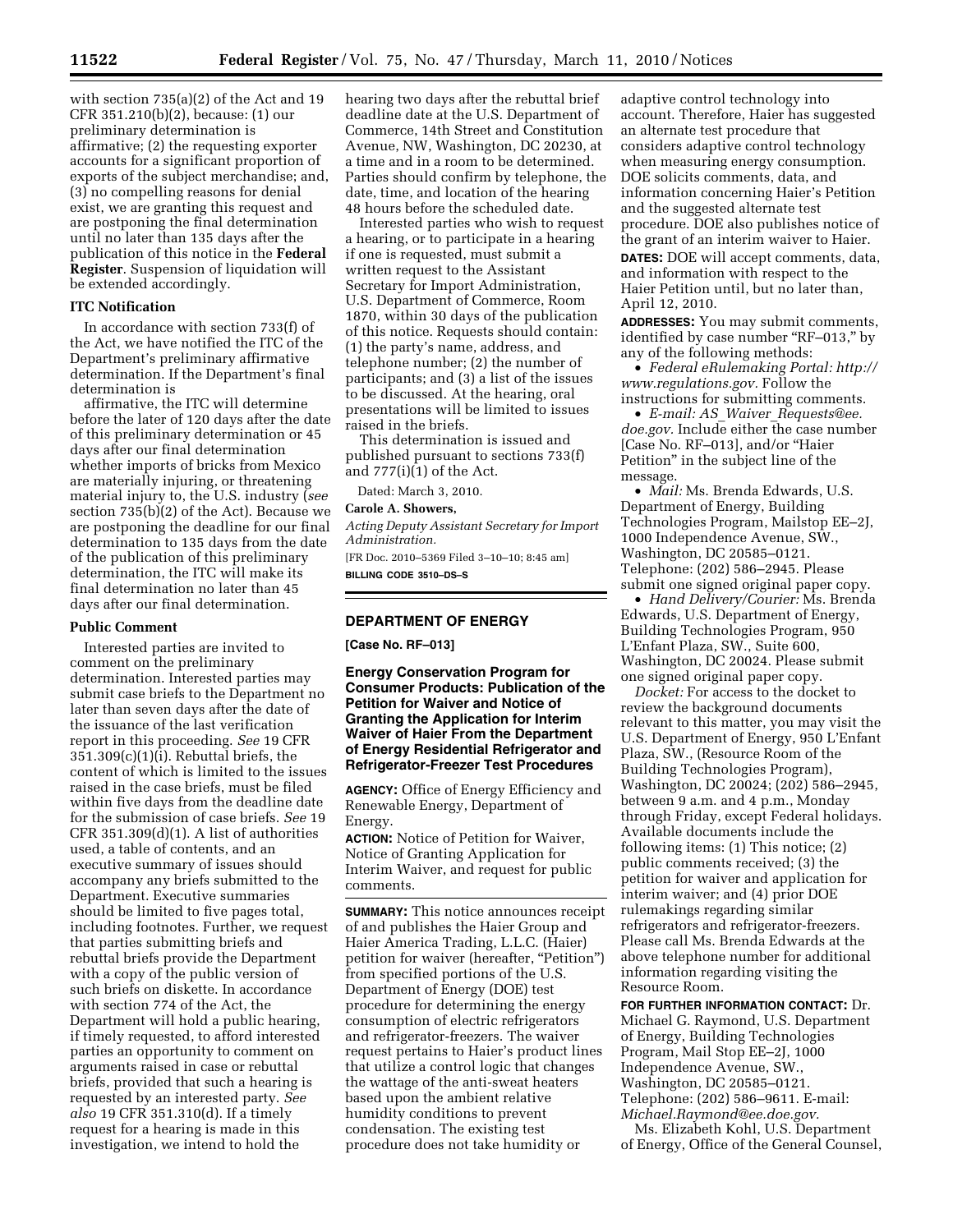with section 735(a)(2) of the Act and 19 CFR 351.210(b)(2), because: (1) our preliminary determination is affirmative; (2) the requesting exporter accounts for a significant proportion of exports of the subject merchandise; and, (3) no compelling reasons for denial exist, we are granting this request and are postponing the final determination until no later than 135 days after the publication of this notice in the **Federal Register**. Suspension of liquidation will be extended accordingly.

### ITC Notification

In accordance with section 733(f) of the Act, we have notified the ITC of the Department's preliminary affirmative determination. If the Department's final determination is affirmative, the ITC will determine before the later of 120 days after the date of this preliminary determination or 45 days after our final determination whether imports of bricks from Mexico are materially injuring, or threatening material injury to, the U.S. industry (*see* section 735(b)(2) of the Act). Because we are postponing the deadline for our final determination to 135 days from the date of the publication of this preliminary determination, the ITC will make its final determination no later than 45 days after our final determination.

### Public Comment

Interested parties are invited to comment on the preliminary determination. Interested parties may submit case briefs to the Department no later than seven days after the date of the issuance of the last verification report in this proceeding. *See* 19 CFR 351.309(c)(1)(i). Rebuttal briefs, the content of which is limited to the issues raised in the case briefs, must be filed within five days from the deadline date for the submission of case briefs. *See* 19 CFR 351.309(d)(1). A list of authorities used, a table of contents, and an executive summary of issues should accompany any briefs submitted to the Department. Executive summaries should be limited to five pages total, including footnotes. Further, we request that parties submitting briefs and rebuttal briefs provide the Department with a copy of the public version of such briefs on diskette. In accordance with section 774 of the Act, the Department will hold a public hearing, if timely requested, to afford interested parties an opportunity to comment on arguments raised in case or rebuttal briefs, provided that such a hearing is requested by an interested party. *See also* 19 CFR 351.310(d). If a timely request for a hearing is made in this investigation, we intend to hold the hearing two days after the rebuttal brief deadline date at the U.S. Department of Commerce, 14th Street and Constitution Avenue, NW, Washington, DC 20230, at a time and in a room to be determined. Parties should confirm by telephone, the date, time, and location of the hearing 48 hours before the scheduled date.

Interested parties who wish to request a hearing, or to participate in a hearing if one is requested, must submit a written request to the Assistant Secretary for Import Administration, U.S. Department of Commerce, Room 1870, within 30 days of the publication of this notice. Requests should contain: (1) the party's name, address, and telephone number; (2) the number of participants; and (3) a list of the issues to be discussed. At the hearing, oral presentations will be limited to issues raised in the briefs.

This determination is issued and published pursuant to sections 733(f) and 777(i)(1) of the Act.

Dated: March 3, 2010.

**Carole A. Showers,**

*Acting Deputy Assistant Secretary for Import Administration.*

[FR Doc. 2010–5369 Filed 3–10–10; 8:45 am]

**BILLING CODE 3510–DS–S**

## DEPARTMENT OF ENERGY

**[Case No. RF–013]**

## Energy Conservation Program for Consumer Products: Publication of the Petition for Waiver and Notice of Granting the Application for Interim Waiver of Haier From the Department of Energy Residential Refrigerator and Refrigerator-Freezer Test Procedures

**AGENCY:** Office of Energy Efficiency and Renewable Energy, Department of Energy.

**ACTION:** Notice of Petition for Waiver, Notice of Granting Application for Interim Waiver, and request for public comments.

**SUMMARY:** This notice announces receipt of and publishes the Haier Group and Haier America Trading, L.L.C. (Haier) petition for waiver (hereafter, "Petition") from specified portions of the U.S. Department of Energy (DOE) test procedure for determining the energy consumption of electric refrigerators and refrigerator-freezers. The waiver request pertains to Haier's product lines that utilize a control logic that changes the wattage of the anti-sweat heaters based upon the ambient relative humidity conditions to prevent condensation. The existing test procedure does not take humidity or adaptive control technology into account. Therefore, Haier has suggested an alternate test procedure that considers adaptive control technology when measuring energy consumption. DOE solicits comments, data, and information concerning Haier's Petition and the suggested alternate test procedure. DOE also publishes notice of the grant of an interim waiver to Haier.

**DATES:** DOE will accept comments, data, and information with respect to the Haier Petition until, but no later than, April 12, 2010.

**ADDRESSES:** You may submit comments, identified by case number "RF–013," by any of the following methods:

- *Federal eRulemaking Portal: http://www.regulations.gov.* Follow the instructions for submitting comments.
- *E-mail: AS_Waiver_Requests@ee.doe.gov.* Include either the case number [Case No. RF–013], and/or "Haier Petition" in the subject line of the message.
- *Mail:* Ms. Brenda Edwards, U.S. Department of Energy, Building Technologies Program, Mailstop EE–2J, 1000 Independence Avenue, SW., Washington, DC 20585–0121. Telephone: (202) 586–2945. Please submit one signed original paper copy.
- *Hand Delivery/Courier:* Ms. Brenda Edwards, U.S. Department of Energy, Building Technologies Program, 950 L'Enfant Plaza, SW., Suite 600, Washington, DC 20024. Please submit one signed original paper copy.

*Docket:* For access to the docket to review the background documents relevant to this matter, you may visit the U.S. Department of Energy, 950 L'Enfant Plaza, SW., (Resource Room of the Building Technologies Program), Washington, DC 20024; (202) 586–2945, between 9 a.m. and 4 p.m., Monday through Friday, except Federal holidays. Available documents include the following items: (1) This notice; (2) public comments received; (3) the petition for waiver and application for interim waiver; and (4) prior DOE rulemakings regarding similar refrigerators and refrigerator-freezers. Please call Ms. Brenda Edwards at the above telephone number for additional information regarding visiting the Resource Room.

**FOR FURTHER INFORMATION CONTACT:** Dr. Michael G. Raymond, U.S. Department of Energy, Building Technologies Program, Mail Stop EE–2J, 1000 Independence Avenue, SW., Washington, DC 20585–0121. Telephone: (202) 586–9611. E-mail: *Michael.Raymond@ee.doe.gov.*

Ms. Elizabeth Kohl, U.S. Department of Energy, Office of the General Counsel,